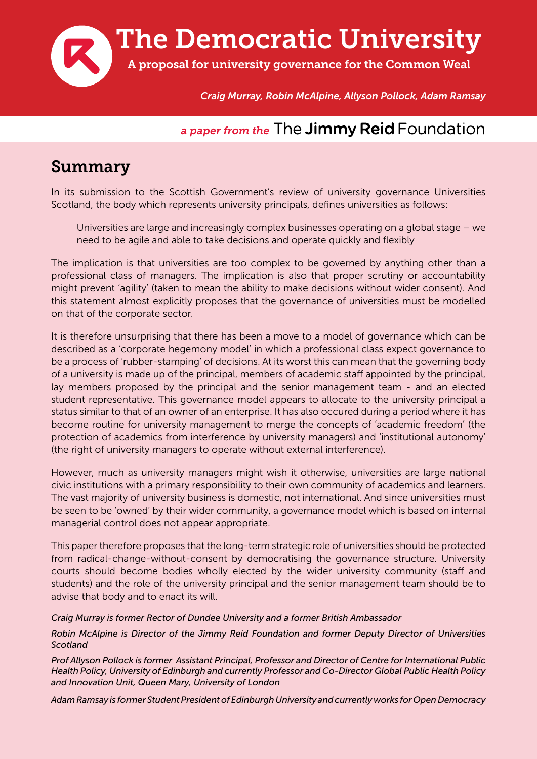# The Democratic University

A proposal for university governance for the Common Weal

*Craig Murray, Robin McAlpine, Allyson Pollock, Adam Ramsay*

*a paper from the* The Jimmy Reid Foundation

## Summary

In its submission to the Scottish Government's review of university governance Universities Scotland, the body which represents university principals, defines universities as follows:

> Universities are large and increasingly complex businesses operating on a global stage – we need to be agile and able to take decisions and operate quickly and flexibly

The implication is that universities are too complex to be governed by anything other than a professional class of managers. The implication is also that proper scrutiny or accountability might prevent 'agility' (taken to mean the ability to make decisions without wider consent). And this statement almost explicitly proposes that the governance of universities must be modelled on that of the corporate sector.

It is therefore unsurprising that there has been a move to a model of governance which can be described as a 'corporate hegemony model' in which a professional class expect governance to be a process of 'rubber-stamping' of decisions. At its worst this can mean that the governing body of a university is made up of the principal, members of academic staff appointed by the principal, lay members proposed by the principal and the senior management team - and an elected student representative. This governance model appears to allocate to the university principal a status similar to that of an owner of an enterprise. It has also occured during a period where it has become routine for university management to merge the concepts of 'academic freedom' (the protection of academics from interference by university managers) and 'institutional autonomy' (the right of university managers to operate without external interference).

However, much as university managers might wish it otherwise, universities are large national civic institutions with a primary responsibility to their own community of academics and learners. The vast majority of university business is domestic, not international. And since universities must be seen to be 'owned' by their wider community, a governance model which is based on internal managerial control does not appear appropriate.

This paper therefore proposes that the long-term strategic role of universities should be protected from radical-change-without-consent by democratising the governance structure. University courts should become bodies wholly elected by the wider university community (staff and students) and the role of the university principal and the senior management team should be to advise that body and to enact its will.

*Craig Murray is former Rector of Dundee University and a former British Ambassador*

*Robin McAlpine is Director of the Jimmy Reid Foundation and former Deputy Director of Universities Scotland*

*Prof Allyson Pollock is former Assistant Principal, Professor and Director of Centre for International Public Health Policy, University of Edinburgh and currently Professor and Co-Director Global Public Health Policy and Innovation Unit, Queen Mary, University of London*

*Adam Ramsay is former Student President of Edinburgh University and currently works for Open Democracy*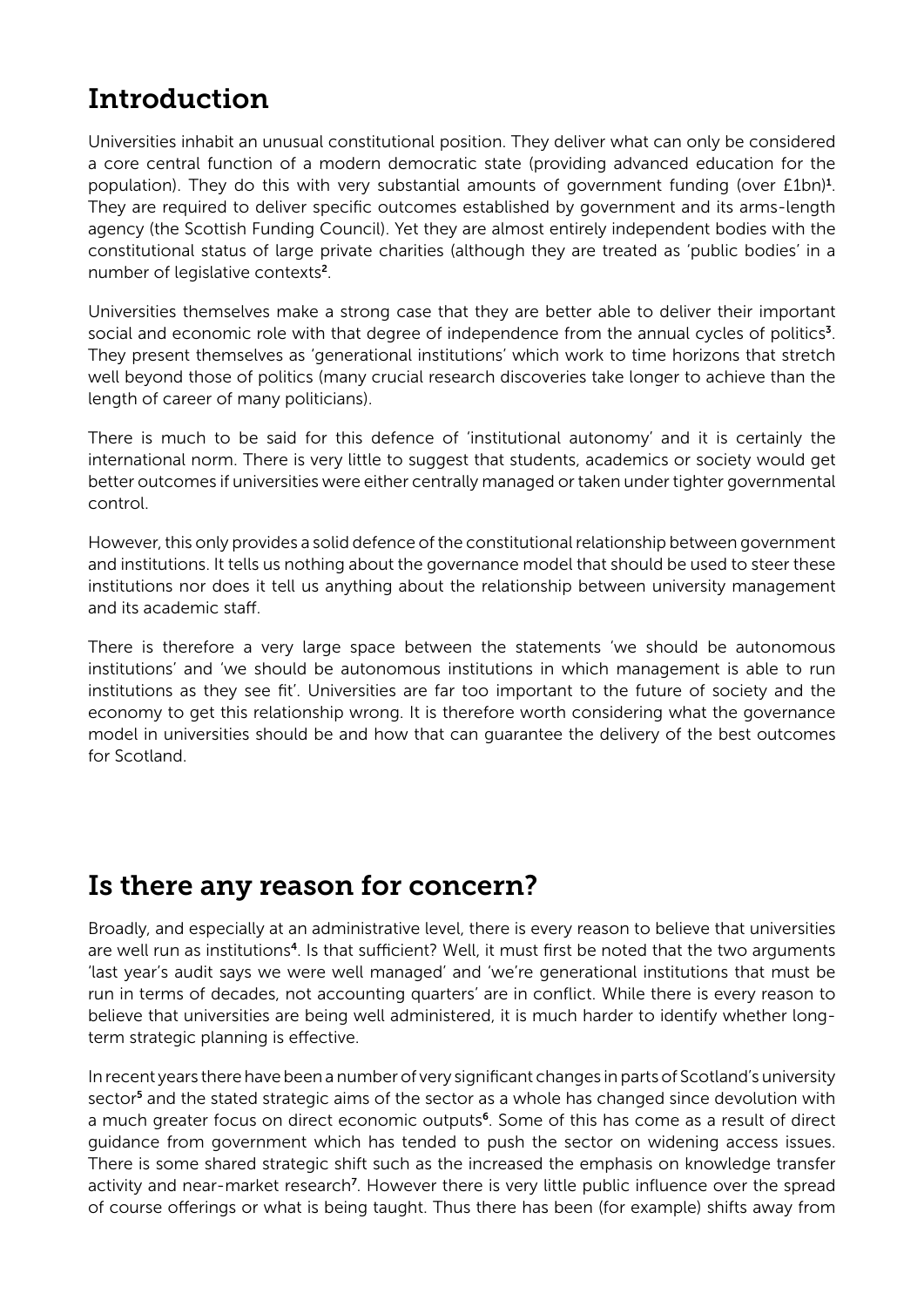## Introduction

Universities inhabit an unusual constitutional position. They deliver what can only be considered a core central function of a modern democratic state (providing advanced education for the population). They do this with very substantial amounts of government funding (over £1bn)[1]. They are required to deliver specific outcomes established by government and its arms-length agency (the Scottish Funding Council). Yet they are almost entirely independent bodies with the constitutional status of large private charities (although they are treated as 'public bodies' in a number of legislative contexts[2].

Universities themselves make a strong case that they are better able to deliver their important social and economic role with that degree of independence from the annual cycles of politics[3]. They present themselves as 'generational institutions' which work to time horizons that stretch well beyond those of politics (many crucial research discoveries take longer to achieve than the length of career of many politicians).

There is much to be said for this defence of 'institutional autonomy' and it is certainly the international norm. There is very little to suggest that students, academics or society would get better outcomes if universities were either centrally managed or taken under tighter governmental control.

However, this only provides a solid defence of the constitutional relationship between government and institutions. It tells us nothing about the governance model that should be used to steer these institutions nor does it tell us anything about the relationship between university management and its academic staff.

There is therefore a very large space between the statements 'we should be autonomous institutions' and 'we should be autonomous institutions in which management is able to run institutions as they see fit'. Universities are far too important to the future of society and the economy to get this relationship wrong. It is therefore worth considering what the governance model in universities should be and how that can guarantee the delivery of the best outcomes for Scotland.

## Is there any reason for concern?

Broadly, and especially at an administrative level, there is every reason to believe that universities are well run as institutions[4]. Is that sufficient? Well, it must first be noted that the two arguments 'last year's audit says we were well managed' and 'we're generational institutions that must be run in terms of decades, not accounting quarters' are in conflict. While there is every reason to believe that universities are being well administered, it is much harder to identify whether long-term strategic planning is effective.

In recent years there have been a number of very significant changes in parts of Scotland's university sector[5] and the stated strategic aims of the sector as a whole has changed since devolution with a much greater focus on direct economic outputs[6]. Some of this has come as a result of direct guidance from government which has tended to push the sector on widening access issues. There is some shared strategic shift such as the increased the emphasis on knowledge transfer activity and near-market research[7]. However there is very little public influence over the spread of course offerings or what is being taught. Thus there has been (for example) shifts away from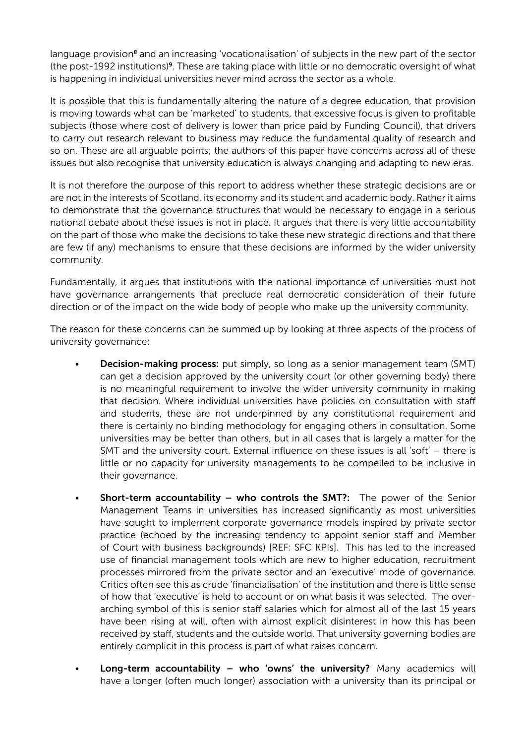language provision[8] and an increasing 'vocationalisation' of subjects in the new part of the sector (the post-1992 institutions)[9]. These are taking place with little or no democratic oversight of what is happening in individual universities never mind across the sector as a whole.

It is possible that this is fundamentally altering the nature of a degree education, that provision is moving towards what can be 'marketed' to students, that excessive focus is given to profitable subjects (those where cost of delivery is lower than price paid by Funding Council), that drivers to carry out research relevant to business may reduce the fundamental quality of research and so on. These are all arguable points; the authors of this paper have concerns across all of these issues but also recognise that university education is always changing and adapting to new eras.

It is not therefore the purpose of this report to address whether these strategic decisions are or are not in the interests of Scotland, its economy and its student and academic body. Rather it aims to demonstrate that the governance structures that would be necessary to engage in a serious national debate about these issues is not in place. It argues that there is very little accountability on the part of those who make the decisions to take these new strategic directions and that there are few (if any) mechanisms to ensure that these decisions are informed by the wider university community.

Fundamentally, it argues that institutions with the national importance of universities must not have governance arrangements that preclude real democratic consideration of their future direction or of the impact on the wide body of people who make up the university community.

The reason for these concerns can be summed up by looking at three aspects of the process of university governance:

- **Decision-making process:** put simply, so long as a senior management team (SMT) can get a decision approved by the university court (or other governing body) there is no meaningful requirement to involve the wider university community in making that decision. Where individual universities have policies on consultation with staff and students, these are not underpinned by any constitutional requirement and there is certainly no binding methodology for engaging others in consultation. Some universities may be better than others, but in all cases that is largely a matter for the SMT and the university court. External influence on these issues is all 'soft' – there is little or no capacity for university managements to be compelled to be inclusive in their governance.

- **Short-term accountability – who controls the SMT?:** The power of the Senior Management Teams in universities has increased significantly as most universities have sought to implement corporate governance models inspired by private sector practice (echoed by the increasing tendency to appoint senior staff and Member of Court with business backgrounds) [REF: SFC KPIs]. This has led to the increased use of financial management tools which are new to higher education, recruitment processes mirrored from the private sector and an 'executive' mode of governance. Critics often see this as crude 'financialisation' of the institution and there is little sense of how that 'executive' is held to account or on what basis it was selected. The over-arching symbol of this is senior staff salaries which for almost all of the last 15 years have been rising at will, often with almost explicit disinterest in how this has been received by staff, students and the outside world. That university governing bodies are entirely complicit in this process is part of what raises concern.

- **Long-term accountability – who 'owns' the university?** Many academics will have a longer (often much longer) association with a university than its principal or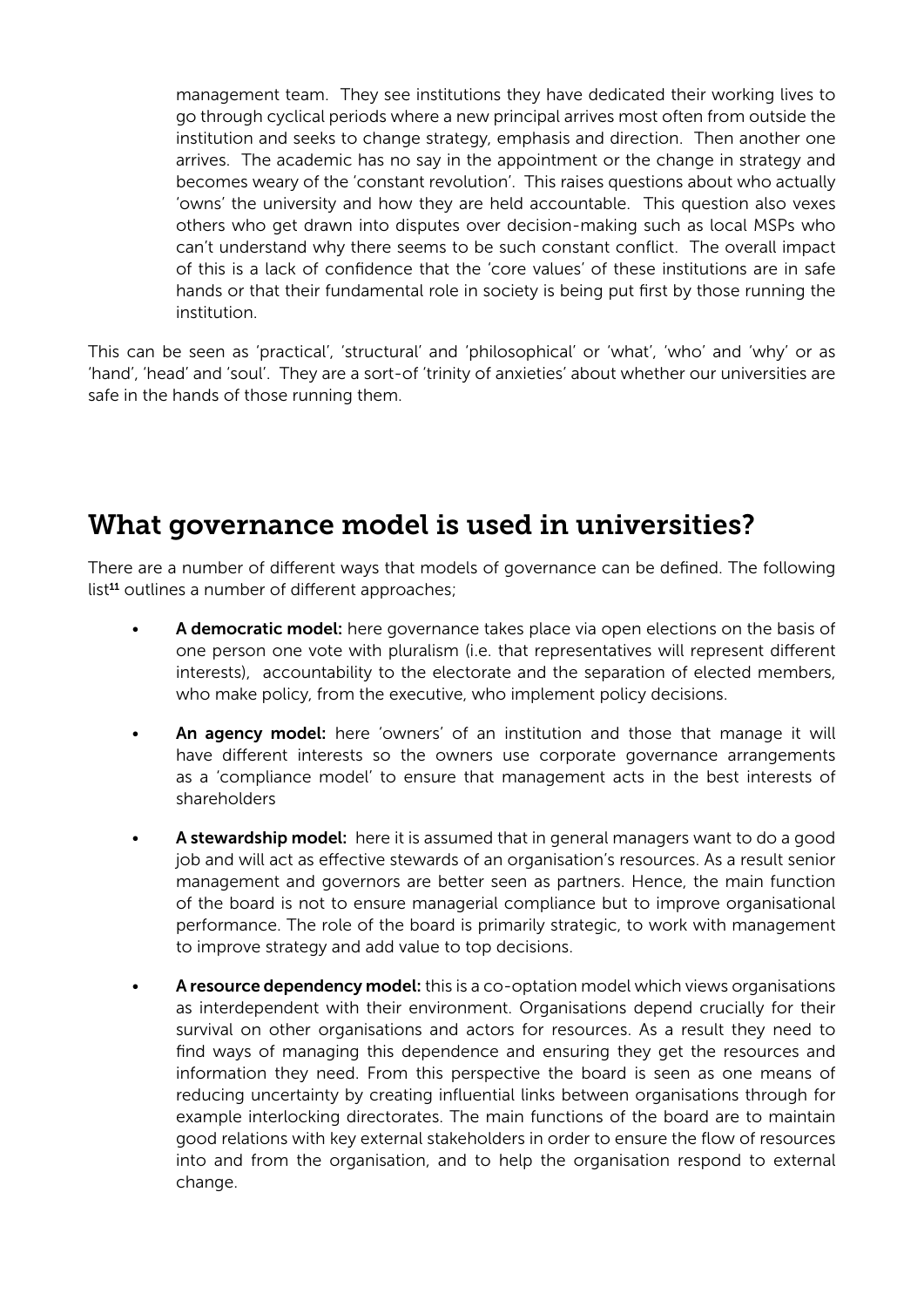management team. They see institutions they have dedicated their working lives to go through cyclical periods where a new principal arrives most often from outside the institution and seeks to change strategy, emphasis and direction. Then another one arrives. The academic has no say in the appointment or the change in strategy and becomes weary of the 'constant revolution'. This raises questions about who actually 'owns' the university and how they are held accountable. This question also vexes others who get drawn into disputes over decision-making such as local MSPs who can't understand why there seems to be such constant conflict. The overall impact of this is a lack of confidence that the 'core values' of these institutions are in safe hands or that their fundamental role in society is being put first by those running the institution.

This can be seen as 'practical', 'structural' and 'philosophical' or 'what', 'who' and 'why' or as 'hand', 'head' and 'soul'. They are a sort-of 'trinity of anxieties' about whether our universities are safe in the hands of those running them.

## What governance model is used in universities?

There are a number of different ways that models of governance can be defined. The following list[11] outlines a number of different approaches;

- **A democratic model:** here governance takes place via open elections on the basis of one person one vote with pluralism (i.e. that representatives will represent different interests), accountability to the electorate and the separation of elected members, who make policy, from the executive, who implement policy decisions.

- **An agency model:** here 'owners' of an institution and those that manage it will have different interests so the owners use corporate governance arrangements as a 'compliance model' to ensure that management acts in the best interests of shareholders

- **A stewardship model:** here it is assumed that in general managers want to do a good job and will act as effective stewards of an organisation's resources. As a result senior management and governors are better seen as partners. Hence, the main function of the board is not to ensure managerial compliance but to improve organisational performance. The role of the board is primarily strategic, to work with management to improve strategy and add value to top decisions.

- **A resource dependency model:** this is a co-optation model which views organisations as interdependent with their environment. Organisations depend crucially for their survival on other organisations and actors for resources. As a result they need to find ways of managing this dependence and ensuring they get the resources and information they need. From this perspective the board is seen as one means of reducing uncertainty by creating influential links between organisations through for example interlocking directorates. The main functions of the board are to maintain good relations with key external stakeholders in order to ensure the flow of resources into and from the organisation, and to help the organisation respond to external change.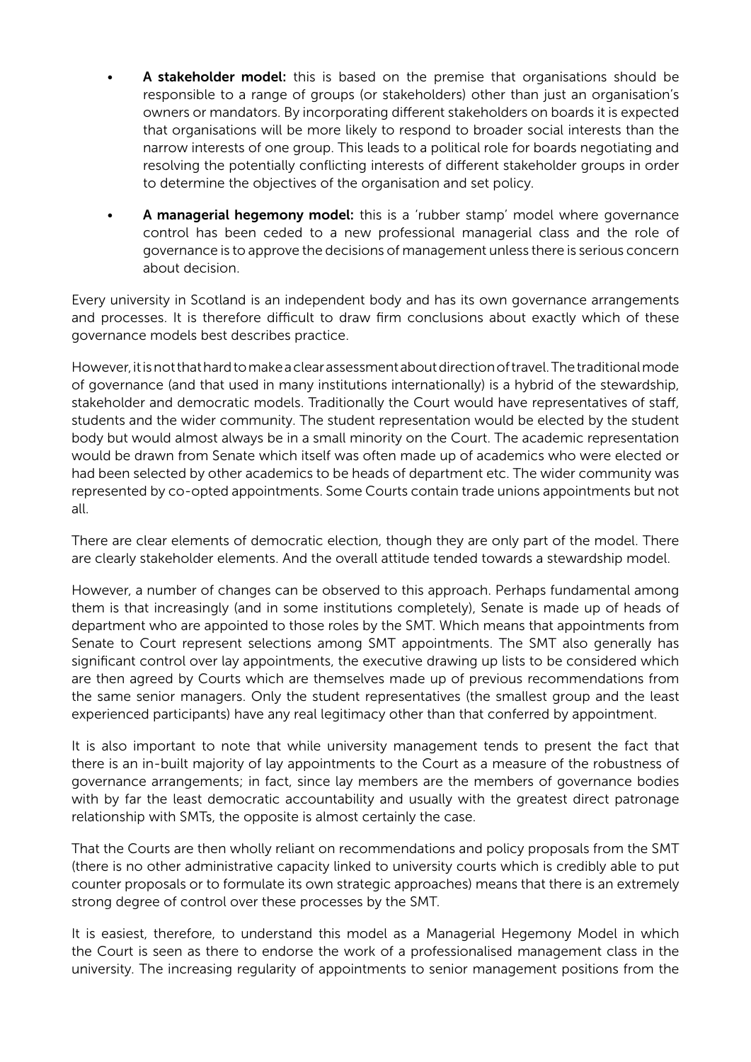- **A stakeholder model:** this is based on the premise that organisations should be responsible to a range of groups (or stakeholders) other than just an organisation's owners or mandators. By incorporating different stakeholders on boards it is expected that organisations will be more likely to respond to broader social interests than the narrow interests of one group. This leads to a political role for boards negotiating and resolving the potentially conflicting interests of different stakeholder groups in order to determine the objectives of the organisation and set policy.
- **A managerial hegemony model:** this is a 'rubber stamp' model where governance control has been ceded to a new professional managerial class and the role of governance is to approve the decisions of management unless there is serious concern about decision.

Every university in Scotland is an independent body and has its own governance arrangements and processes. It is therefore difficult to draw firm conclusions about exactly which of these governance models best describes practice.

However, it is not that hard to make a clear assessment about direction of travel. The traditional mode of governance (and that used in many institutions internationally) is a hybrid of the stewardship, stakeholder and democratic models. Traditionally the Court would have representatives of staff, students and the wider community. The student representation would be elected by the student body but would almost always be in a small minority on the Court. The academic representation would be drawn from Senate which itself was often made up of academics who were elected or had been selected by other academics to be heads of department etc. The wider community was represented by co-opted appointments. Some Courts contain trade unions appointments but not all.

There are clear elements of democratic election, though they are only part of the model. There are clearly stakeholder elements. And the overall attitude tended towards a stewardship model.

However, a number of changes can be observed to this approach. Perhaps fundamental among them is that increasingly (and in some institutions completely), Senate is made up of heads of department who are appointed to those roles by the SMT. Which means that appointments from Senate to Court represent selections among SMT appointments. The SMT also generally has significant control over lay appointments, the executive drawing up lists to be considered which are then agreed by Courts which are themselves made up of previous recommendations from the same senior managers. Only the student representatives (the smallest group and the least experienced participants) have any real legitimacy other than that conferred by appointment.

It is also important to note that while university management tends to present the fact that there is an in-built majority of lay appointments to the Court as a measure of the robustness of governance arrangements; in fact, since lay members are the members of governance bodies with by far the least democratic accountability and usually with the greatest direct patronage relationship with SMTs, the opposite is almost certainly the case.

That the Courts are then wholly reliant on recommendations and policy proposals from the SMT (there is no other administrative capacity linked to university courts which is credibly able to put counter proposals or to formulate its own strategic approaches) means that there is an extremely strong degree of control over these processes by the SMT.

It is easiest, therefore, to understand this model as a Managerial Hegemony Model in which the Court is seen as there to endorse the work of a professionalised management class in the university. The increasing regularity of appointments to senior management positions from the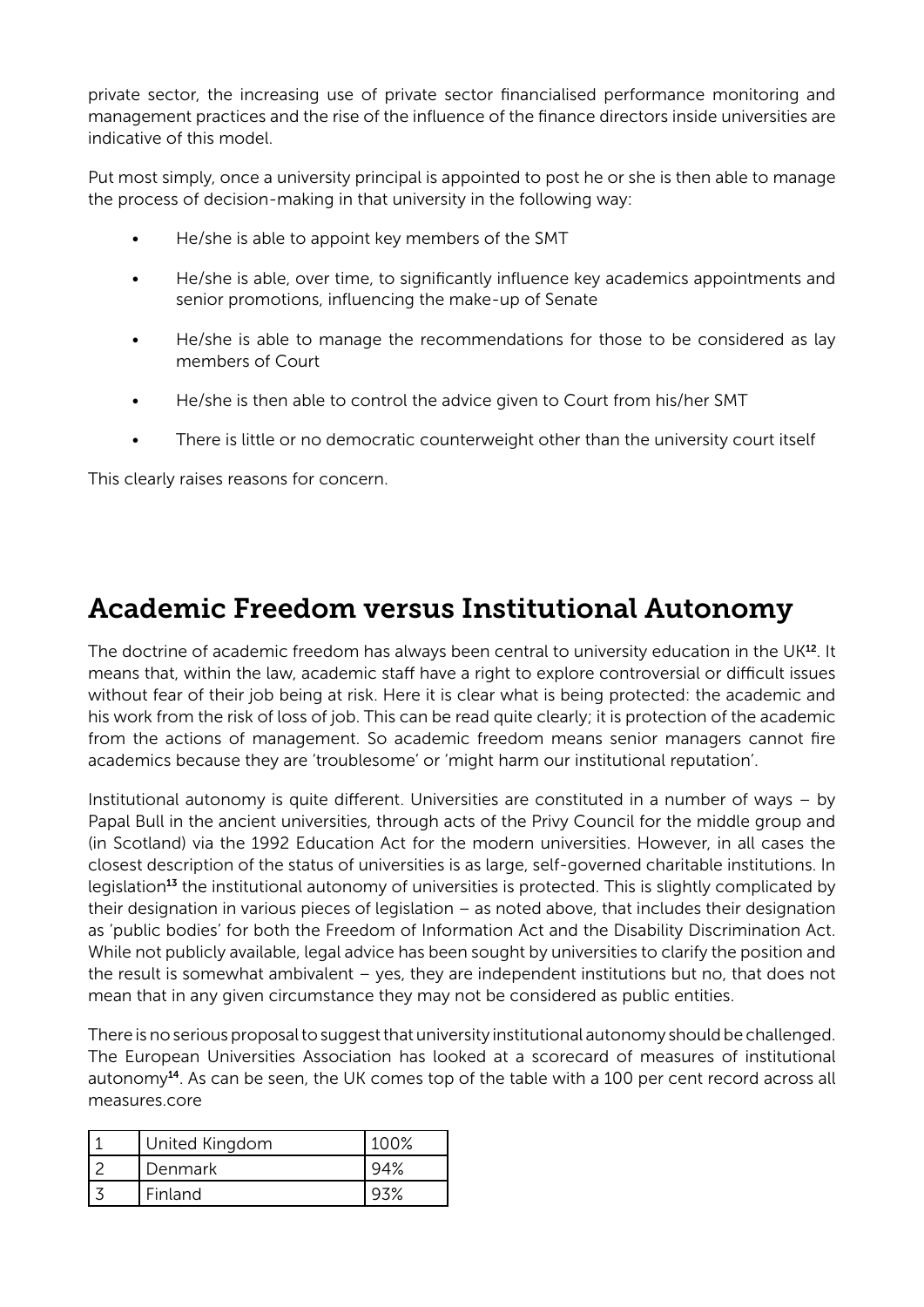private sector, the increasing use of private sector financialised performance monitoring and management practices and the rise of the influence of the finance directors inside universities are indicative of this model.

Put most simply, once a university principal is appointed to post he or she is then able to manage the process of decision-making in that university in the following way:

- He/she is able to appoint key members of the SMT
- He/she is able, over time, to significantly influence key academics appointments and senior promotions, influencing the make-up of Senate
- He/she is able to manage the recommendations for those to be considered as lay members of Court
- He/she is then able to control the advice given to Court from his/her SMT
- There is little or no democratic counterweight other than the university court itself

This clearly raises reasons for concern.

## Academic Freedom versus Institutional Autonomy

The doctrine of academic freedom has always been central to university education in the UK[12]. It means that, within the law, academic staff have a right to explore controversial or difficult issues without fear of their job being at risk. Here it is clear what is being protected: the academic and his work from the risk of loss of job. This can be read quite clearly; it is protection of the academic from the actions of management. So academic freedom means senior managers cannot fire academics because they are 'troublesome' or 'might harm our institutional reputation'.

Institutional autonomy is quite different. Universities are constituted in a number of ways – by Papal Bull in the ancient universities, through acts of the Privy Council for the middle group and (in Scotland) via the 1992 Education Act for the modern universities. However, in all cases the closest description of the status of universities is as large, self-governed charitable institutions. In legislation[13] the institutional autonomy of universities is protected. This is slightly complicated by their designation in various pieces of legislation – as noted above, that includes their designation as 'public bodies' for both the Freedom of Information Act and the Disability Discrimination Act. While not publicly available, legal advice has been sought by universities to clarify the position and the result is somewhat ambivalent – yes, they are independent institutions but no, that does not mean that in any given circumstance they may not be considered as public entities.

There is no serious proposal to suggest that university institutional autonomy should be challenged. The European Universities Association has looked at a scorecard of measures of institutional autonomy[14]. As can be seen, the UK comes top of the table with a 100 per cent record across all measures.core

| 1 | United Kingdom | 100% |
|---|---|---|
| 2 | Denmark | 94% |
| 3 | Finland | 93% |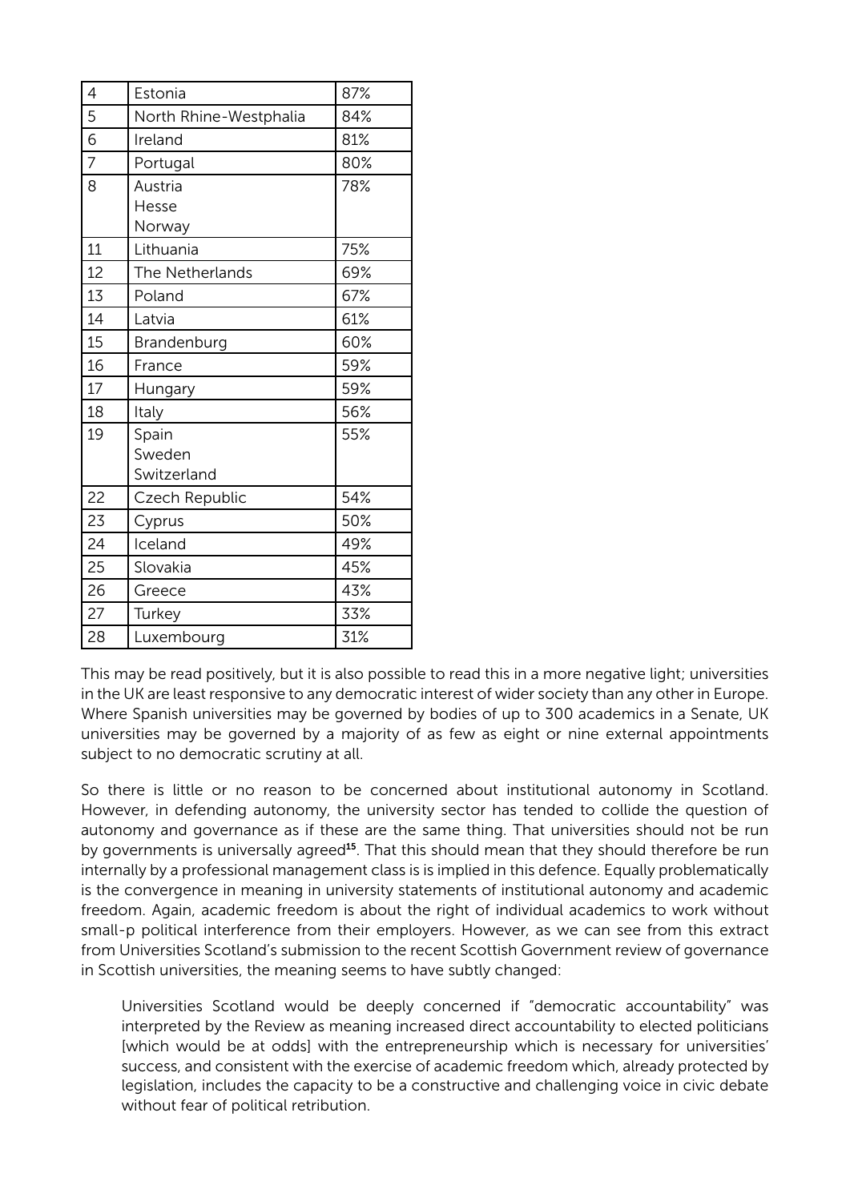| | | |
|---|---|---|
| 4 | Estonia | 87% |
| 5 | North Rhine-Westphalia | 84% |
| 6 | Ireland | 81% |
| 7 | Portugal | 80% |
| 8 | Austria<br>Hesse<br>Norway | 78% |
| 11 | Lithuania | 75% |
| 12 | The Netherlands | 69% |
| 13 | Poland | 67% |
| 14 | Latvia | 61% |
| 15 | Brandenburg | 60% |
| 16 | France | 59% |
| 17 | Hungary | 59% |
| 18 | Italy | 56% |
| 19 | Spain<br>Sweden<br>Switzerland | 55% |
| 22 | Czech Republic | 54% |
| 23 | Cyprus | 50% |
| 24 | Iceland | 49% |
| 25 | Slovakia | 45% |
| 26 | Greece | 43% |
| 27 | Turkey | 33% |
| 28 | Luxembourg | 31% |

This may be read positively, but it is also possible to read this in a more negative light; universities in the UK are least responsive to any democratic interest of wider society than any other in Europe. Where Spanish universities may be governed by bodies of up to 300 academics in a Senate, UK universities may be governed by a majority of as few as eight or nine external appointments subject to no democratic scrutiny at all.

So there is little or no reason to be concerned about institutional autonomy in Scotland. However, in defending autonomy, the university sector has tended to collide the question of autonomy and governance as if these are the same thing. That universities should not be run by governments is universally agreed[15]. That this should mean that they should therefore be run internally by a professional management class is is implied in this defence. Equally problematically is the convergence in meaning in university statements of institutional autonomy and academic freedom. Again, academic freedom is about the right of individual academics to work without small-p political interference from their employers. However, as we can see from this extract from Universities Scotland's submission to the recent Scottish Government review of governance in Scottish universities, the meaning seems to have subtly changed:

> Universities Scotland would be deeply concerned if "democratic accountability" was interpreted by the Review as meaning increased direct accountability to elected politicians [which would be at odds] with the entrepreneurship which is necessary for universities' success, and consistent with the exercise of academic freedom which, already protected by legislation, includes the capacity to be a constructive and challenging voice in civic debate without fear of political retribution.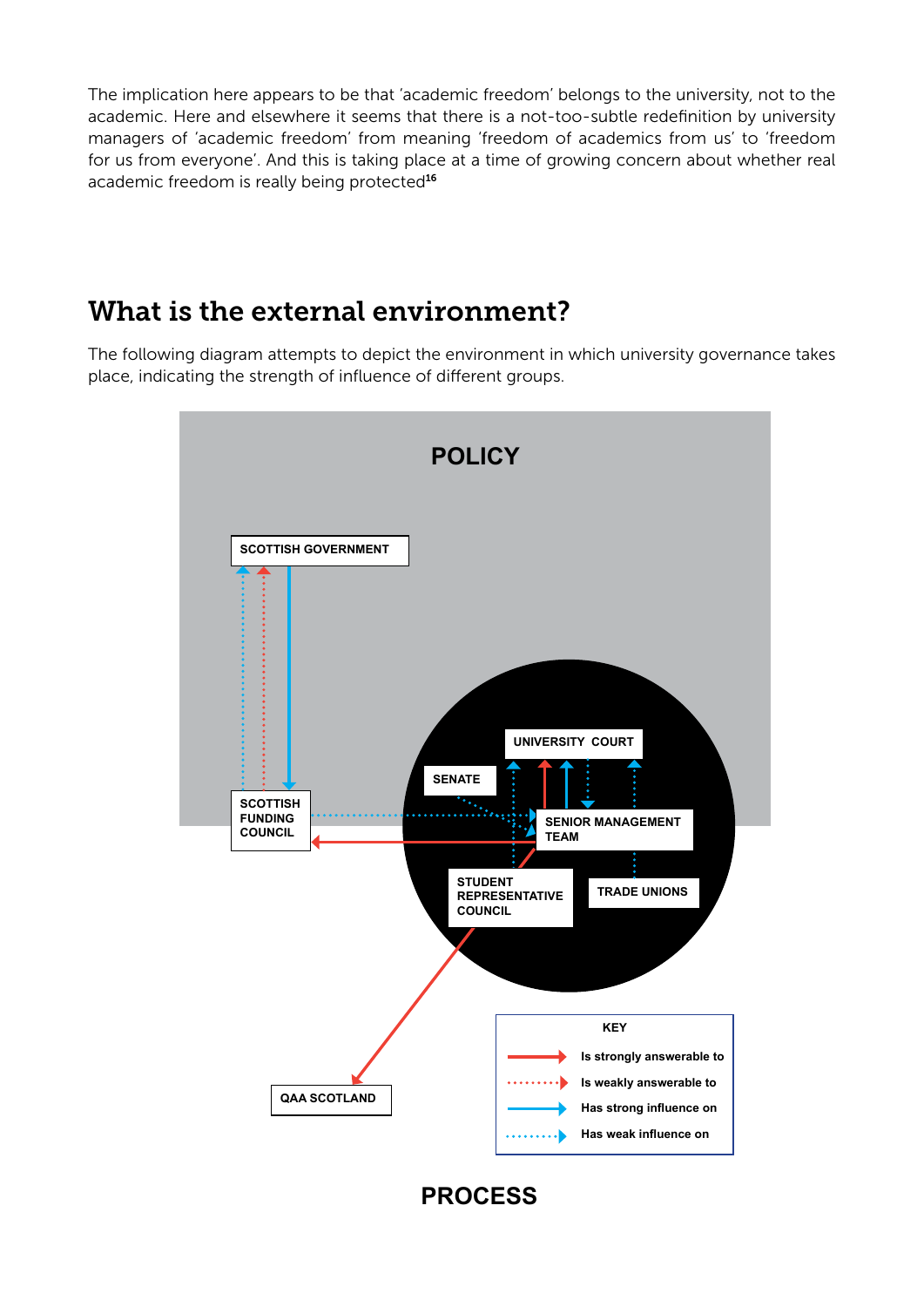The implication here appears to be that 'academic freedom' belongs to the university, not to the academic. Here and elsewhere it seems that there is a not-too-subtle redefinition by university managers of 'academic freedom' from meaning 'freedom of academics from us' to 'freedom for us from everyone'. And this is taking place at a time of growing concern about whether real academic freedom is really being protected[16]

## What is the external environment?

The following diagram attempts to depict the environment in which university governance takes place, indicating the strength of influence of different groups.

POLICY

SCOTTISH GOVERNMENT

SCOTTISH FUNDING COUNCIL

UNIVERSITY COURT

SENATE

SENIOR MANAGEMENT TEAM

STUDENT REPRESENTATIVE COUNCIL

TRADE UNIONS

QAA SCOTLAND

KEY

- Is strongly answerable to
- Is weakly answerable to
- Has strong influence on
- Has weak influence on

PROCESS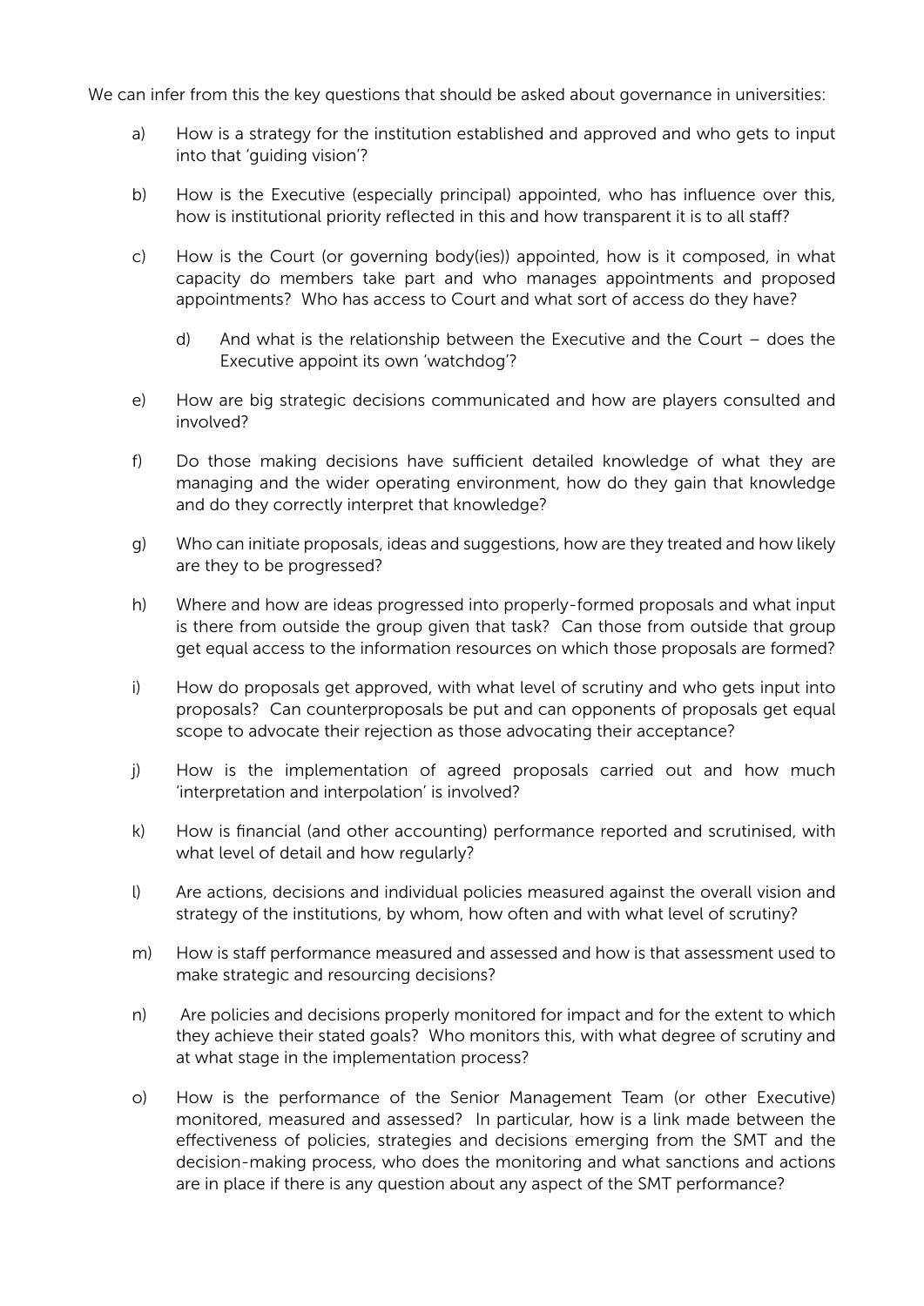We can infer from this the key questions that should be asked about governance in universities:

a) How is a strategy for the institution established and approved and who gets to input into that 'guiding vision'?

b) How is the Executive (especially principal) appointed, who has influence over this, how is institutional priority reflected in this and how transparent it is to all staff?

c) How is the Court (or governing body(ies)) appointed, how is it composed, in what capacity do members take part and who manages appointments and proposed appointments? Who has access to Court and what sort of access do they have?

    d) And what is the relationship between the Executive and the Court – does the Executive appoint its own 'watchdog'?

e) How are big strategic decisions communicated and how are players consulted and involved?

f) Do those making decisions have sufficient detailed knowledge of what they are managing and the wider operating environment, how do they gain that knowledge and do they correctly interpret that knowledge?

g) Who can initiate proposals, ideas and suggestions, how are they treated and how likely are they to be progressed?

h) Where and how are ideas progressed into properly-formed proposals and what input is there from outside the group given that task? Can those from outside that group get equal access to the information resources on which those proposals are formed?

i) How do proposals get approved, with what level of scrutiny and who gets input into proposals? Can counterproposals be put and can opponents of proposals get equal scope to advocate their rejection as those advocating their acceptance?

j) How is the implementation of agreed proposals carried out and how much 'interpretation and interpolation' is involved?

k) How is financial (and other accounting) performance reported and scrutinised, with what level of detail and how regularly?

l) Are actions, decisions and individual policies measured against the overall vision and strategy of the institutions, by whom, how often and with what level of scrutiny?

m) How is staff performance measured and assessed and how is that assessment used to make strategic and resourcing decisions?

n) Are policies and decisions properly monitored for impact and for the extent to which they achieve their stated goals? Who monitors this, with what degree of scrutiny and at what stage in the implementation process?

o) How is the performance of the Senior Management Team (or other Executive) monitored, measured and assessed? In particular, how is a link made between the effectiveness of policies, strategies and decisions emerging from the SMT and the decision-making process, who does the monitoring and what sanctions and actions are in place if there is any question about any aspect of the SMT performance?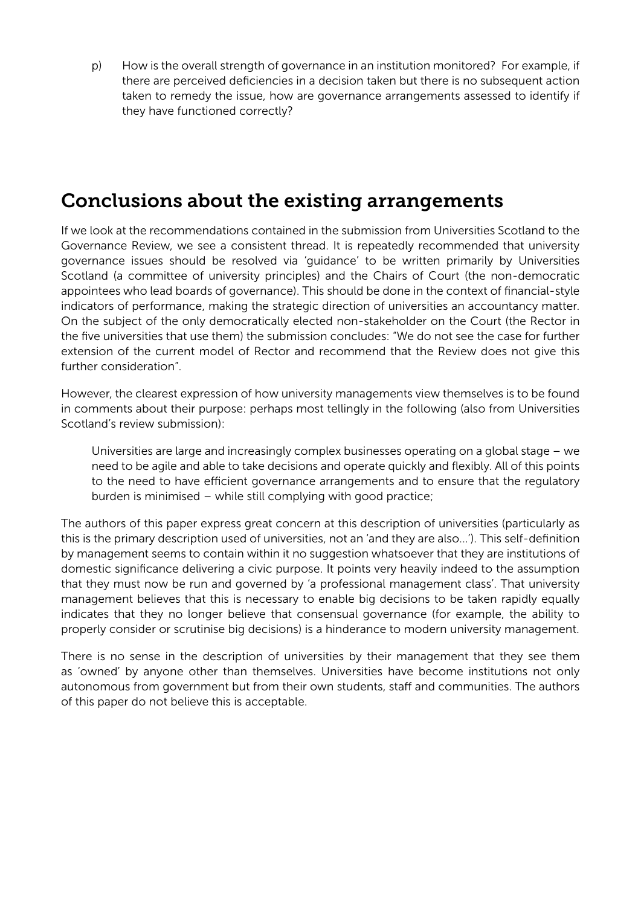p) How is the overall strength of governance in an institution monitored? For example, if there are perceived deficiencies in a decision taken but there is no subsequent action taken to remedy the issue, how are governance arrangements assessed to identify if they have functioned correctly?

## Conclusions about the existing arrangements

If we look at the recommendations contained in the submission from Universities Scotland to the Governance Review, we see a consistent thread. It is repeatedly recommended that university governance issues should be resolved via 'guidance' to be written primarily by Universities Scotland (a committee of university principles) and the Chairs of Court (the non-democratic appointees who lead boards of governance). This should be done in the context of financial-style indicators of performance, making the strategic direction of universities an accountancy matter. On the subject of the only democratically elected non-stakeholder on the Court (the Rector in the five universities that use them) the submission concludes: "We do not see the case for further extension of the current model of Rector and recommend that the Review does not give this further consideration".

However, the clearest expression of how university managements view themselves is to be found in comments about their purpose: perhaps most tellingly in the following (also from Universities Scotland's review submission):

> Universities are large and increasingly complex businesses operating on a global stage – we need to be agile and able to take decisions and operate quickly and flexibly. All of this points to the need to have efficient governance arrangements and to ensure that the regulatory burden is minimised – while still complying with good practice;

The authors of this paper express great concern at this description of universities (particularly as this is the primary description used of universities, not an 'and they are also…'). This self-definition by management seems to contain within it no suggestion whatsoever that they are institutions of domestic significance delivering a civic purpose. It points very heavily indeed to the assumption that they must now be run and governed by 'a professional management class'. That university management believes that this is necessary to enable big decisions to be taken rapidly equally indicates that they no longer believe that consensual governance (for example, the ability to properly consider or scrutinise big decisions) is a hinderance to modern university management.

There is no sense in the description of universities by their management that they see them as 'owned' by anyone other than themselves. Universities have become institutions not only autonomous from government but from their own students, staff and communities. The authors of this paper do not believe this is acceptable.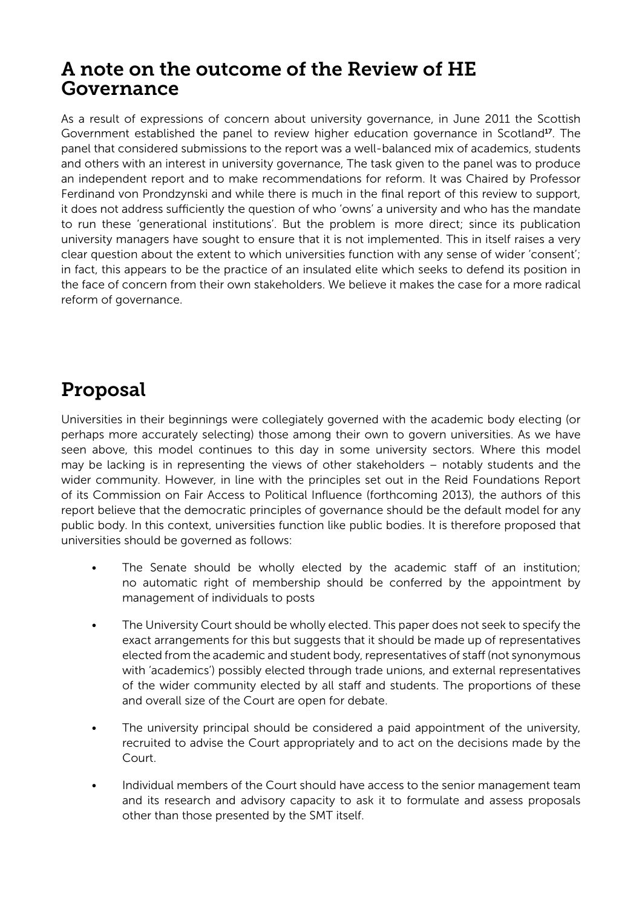## A note on the outcome of the Review of HE Governance

As a result of expressions of concern about university governance, in June 2011 the Scottish Government established the panel to review higher education governance in Scotland[17]. The panel that considered submissions to the report was a well-balanced mix of academics, students and others with an interest in university governance, The task given to the panel was to produce an independent report and to make recommendations for reform. It was Chaired by Professor Ferdinand von Prondzynski and while there is much in the final report of this review to support, it does not address sufficiently the question of who 'owns' a university and who has the mandate to run these 'generational institutions'. But the problem is more direct; since its publication university managers have sought to ensure that it is not implemented. This in itself raises a very clear question about the extent to which universities function with any sense of wider 'consent'; in fact, this appears to be the practice of an insulated elite which seeks to defend its position in the face of concern from their own stakeholders. We believe it makes the case for a more radical reform of governance.

## Proposal

Universities in their beginnings were collegiately governed with the academic body electing (or perhaps more accurately selecting) those among their own to govern universities. As we have seen above, this model continues to this day in some university sectors. Where this model may be lacking is in representing the views of other stakeholders – notably students and the wider community. However, in line with the principles set out in the Reid Foundations Report of its Commission on Fair Access to Political Influence (forthcoming 2013), the authors of this report believe that the democratic principles of governance should be the default model for any public body. In this context, universities function like public bodies. It is therefore proposed that universities should be governed as follows:

- The Senate should be wholly elected by the academic staff of an institution; no automatic right of membership should be conferred by the appointment by management of individuals to posts
- The University Court should be wholly elected. This paper does not seek to specify the exact arrangements for this but suggests that it should be made up of representatives elected from the academic and student body, representatives of staff (not synonymous with 'academics') possibly elected through trade unions, and external representatives of the wider community elected by all staff and students. The proportions of these and overall size of the Court are open for debate.
- The university principal should be considered a paid appointment of the university, recruited to advise the Court appropriately and to act on the decisions made by the Court.
- Individual members of the Court should have access to the senior management team and its research and advisory capacity to ask it to formulate and assess proposals other than those presented by the SMT itself.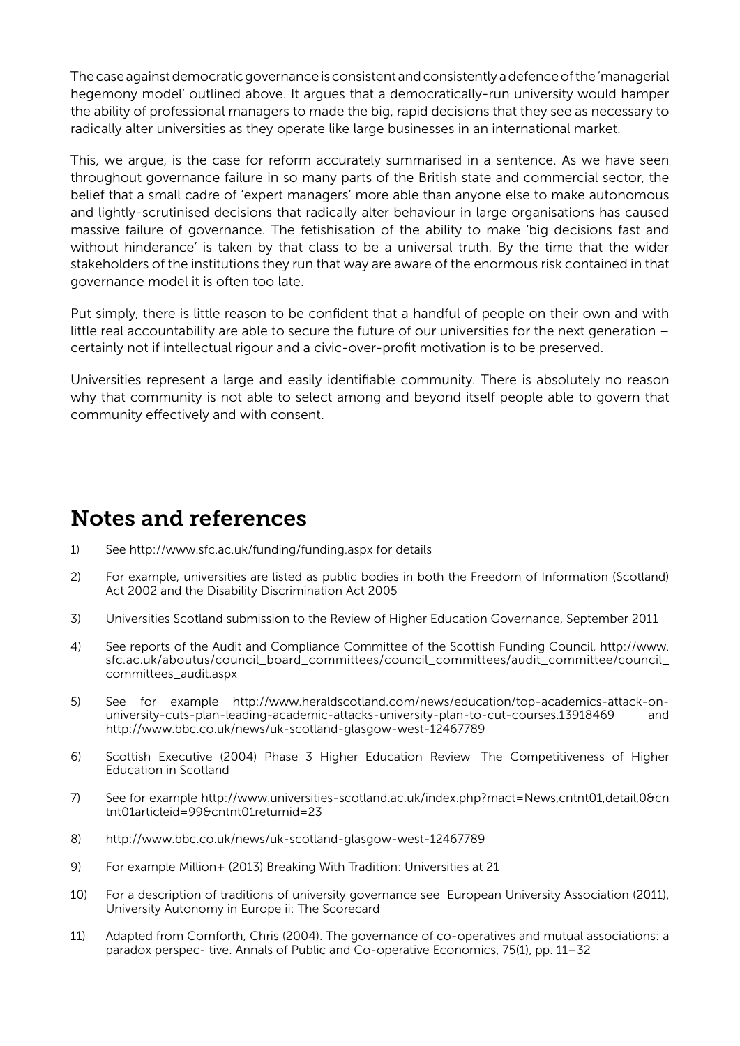The case against democratic governance is consistent and consistently a defence of the 'managerial hegemony model' outlined above. It argues that a democratically-run university would hamper the ability of professional managers to made the big, rapid decisions that they see as necessary to radically alter universities as they operate like large businesses in an international market.

This, we argue, is the case for reform accurately summarised in a sentence. As we have seen throughout governance failure in so many parts of the British state and commercial sector, the belief that a small cadre of 'expert managers' more able than anyone else to make autonomous and lightly-scrutinised decisions that radically alter behaviour in large organisations has caused massive failure of governance. The fetishisation of the ability to make 'big decisions fast and without hinderance' is taken by that class to be a universal truth. By the time that the wider stakeholders of the institutions they run that way are aware of the enormous risk contained in that governance model it is often too late.

Put simply, there is little reason to be confident that a handful of people on their own and with little real accountability are able to secure the future of our universities for the next generation – certainly not if intellectual rigour and a civic-over-profit motivation is to be preserved.

Universities represent a large and easily identifiable community. There is absolutely no reason why that community is not able to select among and beyond itself people able to govern that community effectively and with consent.

## Notes and references

1) See http://www.sfc.ac.uk/funding/funding.aspx for details
2) For example, universities are listed as public bodies in both the Freedom of Information (Scotland) Act 2002 and the Disability Discrimination Act 2005
3) Universities Scotland submission to the Review of Higher Education Governance, September 2011
4) See reports of the Audit and Compliance Committee of the Scottish Funding Council, http://www.sfc.ac.uk/aboutus/council_board_committees/council_committees/audit_committee/council_committees_audit.aspx
5) See for example http://www.heraldscotland.com/news/education/top-academics-attack-on-university-cuts-plan-leading-academic-attacks-university-plan-to-cut-courses.13918469 and http://www.bbc.co.uk/news/uk-scotland-glasgow-west-12467789
6) Scottish Executive (2004) Phase 3 Higher Education Review The Competitiveness of Higher Education in Scotland
7) See for example http://www.universities-scotland.ac.uk/index.php?mact=News,cntnt01,detail,0&cntnt01articleid=99&cntnt01returnid=23
8) http://www.bbc.co.uk/news/uk-scotland-glasgow-west-12467789
9) For example Million+ (2013) Breaking With Tradition: Universities at 21
10) For a description of traditions of university governance see European University Association (2011), University Autonomy in Europe ii: The Scorecard
11) Adapted from Cornforth, Chris (2004). The governance of co-operatives and mutual associations: a paradox perspec- tive. Annals of Public and Co-operative Economics, 75(1), pp. 11–32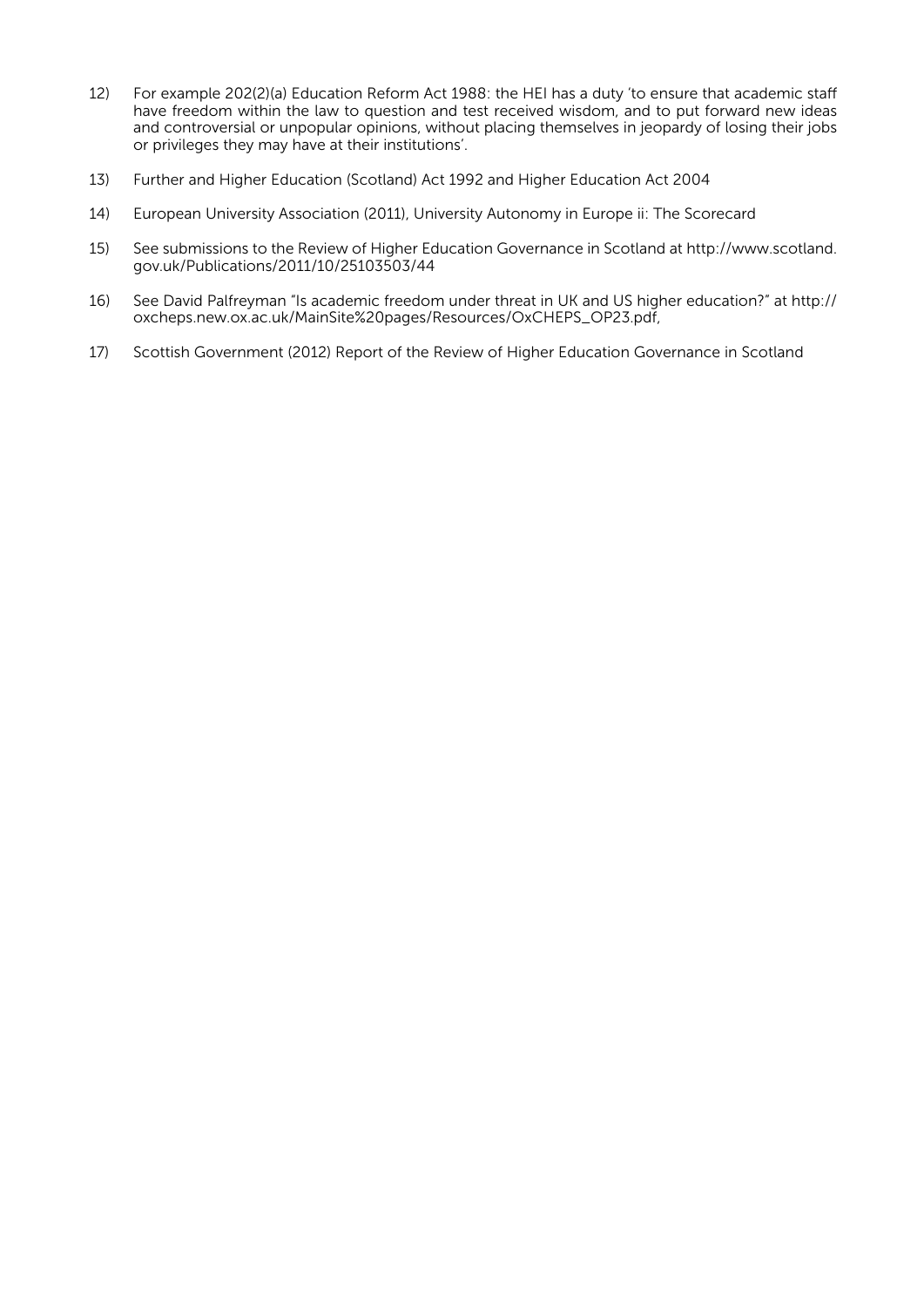12) For example 202(2)(a) Education Reform Act 1988: the HEI has a duty 'to ensure that academic staff have freedom within the law to question and test received wisdom, and to put forward new ideas and controversial or unpopular opinions, without placing themselves in jeopardy of losing their jobs or privileges they may have at their institutions'.

13) Further and Higher Education (Scotland) Act 1992 and Higher Education Act 2004

14) European University Association (2011), University Autonomy in Europe ii: The Scorecard

15) See submissions to the Review of Higher Education Governance in Scotland at http://www.scotland.gov.uk/Publications/2011/10/25103503/44

16) See David Palfreyman "Is academic freedom under threat in UK and US higher education?" at http://oxcheps.new.ox.ac.uk/MainSite%20pages/Resources/OxCHEPS_OP23.pdf,

17) Scottish Government (2012) Report of the Review of Higher Education Governance in Scotland